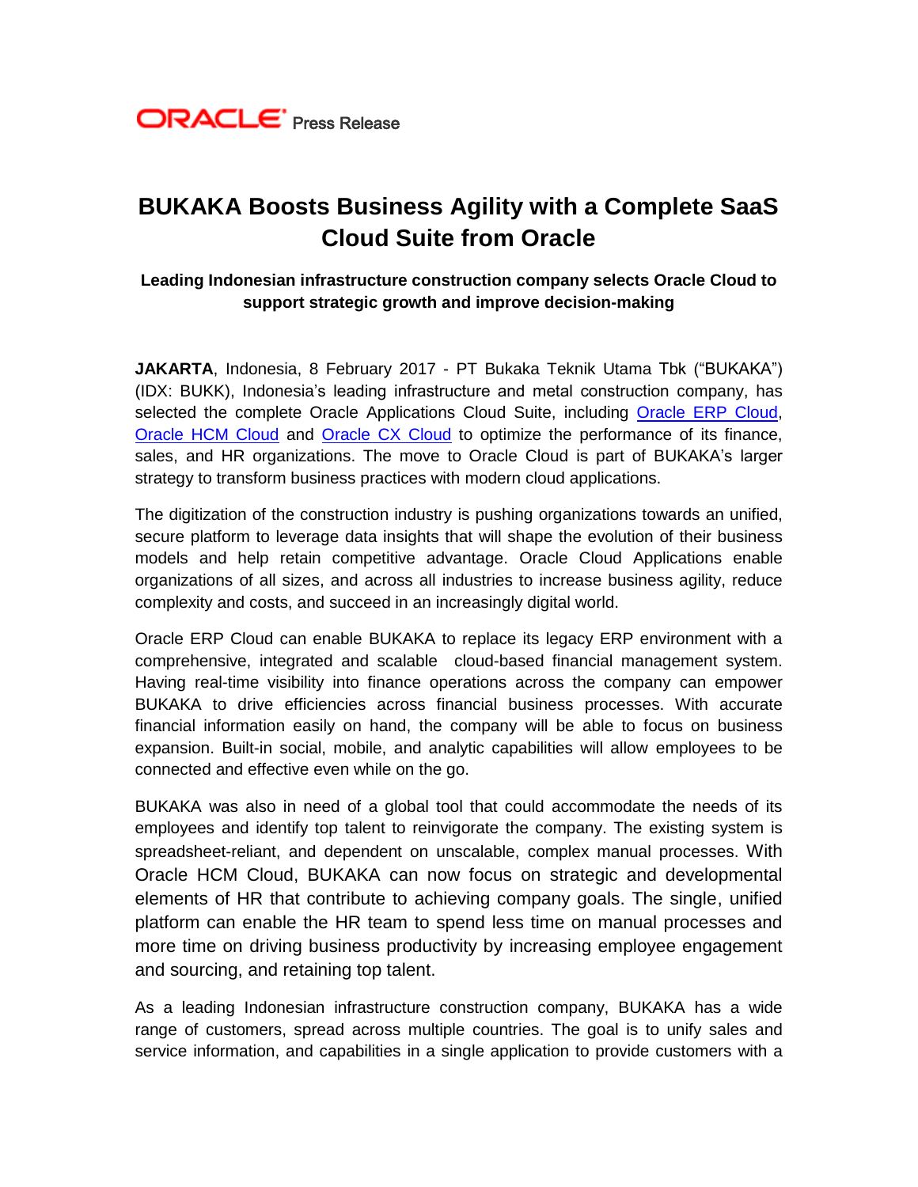ORACLE Press Release

# BUKAKA Boosts Business Agility with a Complete SaaS Cloud Suite from Oracle

### Leading Indonesian infrastructure construction company selects Oracle Cloud to support strategic growth and improve decision-making

**JAKARTA**, Indonesia, 8 February 2017 - PT Bukaka Teknik Utama Tbk ("BUKAKA") (IDX: BUKK), Indonesia's leading infrastructure and metal construction company, has selected the complete Oracle Applications Cloud Suite, including Oracle ERP Cloud, Oracle HCM Cloud and Oracle CX Cloud to optimize the performance of its finance, sales, and HR organizations. The move to Oracle Cloud is part of BUKAKA's larger strategy to transform business practices with modern cloud applications.

The digitization of the construction industry is pushing organizations towards an unified, secure platform to leverage data insights that will shape the evolution of their business models and help retain competitive advantage. Oracle Cloud Applications enable organizations of all sizes, and across all industries to increase business agility, reduce complexity and costs, and succeed in an increasingly digital world.

Oracle ERP Cloud can enable BUKAKA to replace its legacy ERP environment with a comprehensive, integrated and scalable cloud-based financial management system. Having real-time visibility into finance operations across the company can empower BUKAKA to drive efficiencies across financial business processes. With accurate financial information easily on hand, the company will be able to focus on business expansion. Built-in social, mobile, and analytic capabilities will allow employees to be connected and effective even while on the go.

BUKAKA was also in need of a global tool that could accommodate the needs of its employees and identify top talent to reinvigorate the company. The existing system is spreadsheet-reliant, and dependent on unscalable, complex manual processes. With Oracle HCM Cloud, BUKAKA can now focus on strategic and developmental elements of HR that contribute to achieving company goals. The single, unified platform can enable the HR team to spend less time on manual processes and more time on driving business productivity by increasing employee engagement and sourcing, and retaining top talent.

As a leading Indonesian infrastructure construction company, BUKAKA has a wide range of customers, spread across multiple countries. The goal is to unify sales and service information, and capabilities in a single application to provide customers with a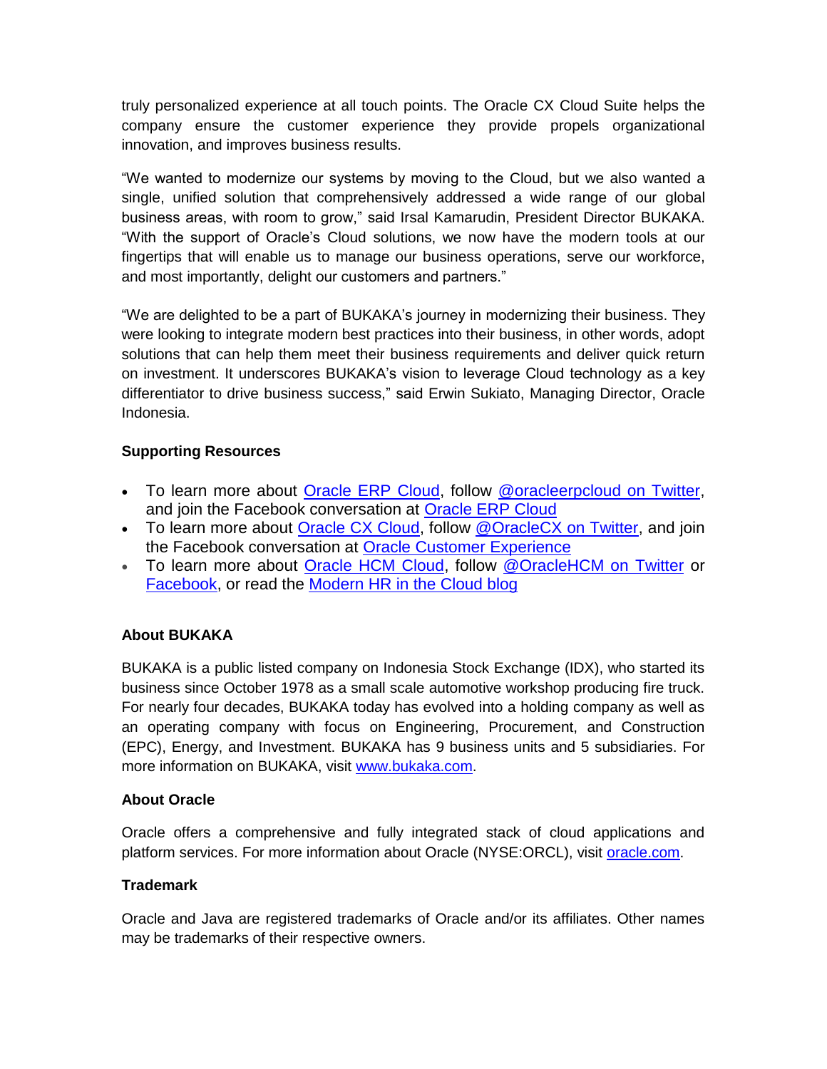truly personalized experience at all touch points. The Oracle CX Cloud Suite helps the company ensure the customer experience they provide propels organizational innovation, and improves business results.

“We wanted to modernize our systems by moving to the Cloud, but we also wanted a single, unified solution that comprehensively addressed a wide range of our global business areas, with room to grow,” said Irsal Kamarudin, President Director BUKAKA. “With the support of Oracle’s Cloud solutions, we now have the modern tools at our fingertips that will enable us to manage our business operations, serve our workforce, and most importantly, delight our customers and partners.”

“We are delighted to be a part of BUKAKA’s journey in modernizing their business. They were looking to integrate modern best practices into their business, in other words, adopt solutions that can help them meet their business requirements and deliver quick return on investment. It underscores BUKAKA’s vision to leverage Cloud technology as a key differentiator to drive business success,” said Erwin Sukiato, Managing Director, Oracle Indonesia.

**Supporting Resources**

- To learn more about Oracle ERP Cloud, follow @oracleerpcloud on Twitter, and join the Facebook conversation at Oracle ERP Cloud
- To learn more about Oracle CX Cloud, follow @OracleCX on Twitter, and join the Facebook conversation at Oracle Customer Experience
- To learn more about Oracle HCM Cloud, follow @OracleHCM on Twitter or Facebook, or read the Modern HR in the Cloud blog

**About BUKAKA**

BUKAKA is a public listed company on Indonesia Stock Exchange (IDX), who started its business since October 1978 as a small scale automotive workshop producing fire truck. For nearly four decades, BUKAKA today has evolved into a holding company as well as an operating company with focus on Engineering, Procurement, and Construction (EPC), Energy, and Investment. BUKAKA has 9 business units and 5 subsidiaries. For more information on BUKAKA, visit www.bukaka.com.

**About Oracle**

Oracle offers a comprehensive and fully integrated stack of cloud applications and platform services. For more information about Oracle (NYSE:ORCL), visit oracle.com.

**Trademark**

Oracle and Java are registered trademarks of Oracle and/or its affiliates. Other names may be trademarks of their respective owners.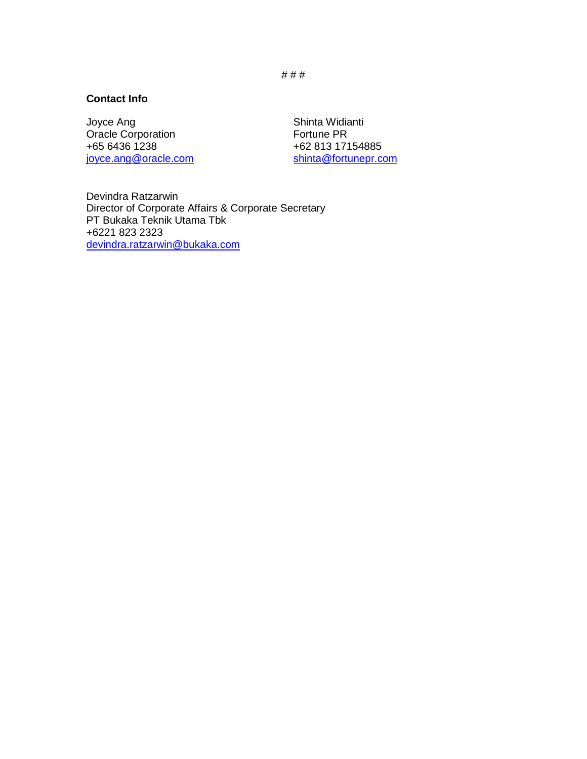# # #

**Contact Info**

Joyce Ang
Oracle Corporation
+65 6436 1238
joyce.ang@oracle.com

Shinta Widianti
Fortune PR
+62 813 17154885
shinta@fortunepr.com

Devindra Ratzarwin
Director of Corporate Affairs & Corporate Secretary
PT Bukaka Teknik Utama Tbk
+6221 823 2323
devindra.ratzarwin@bukaka.com